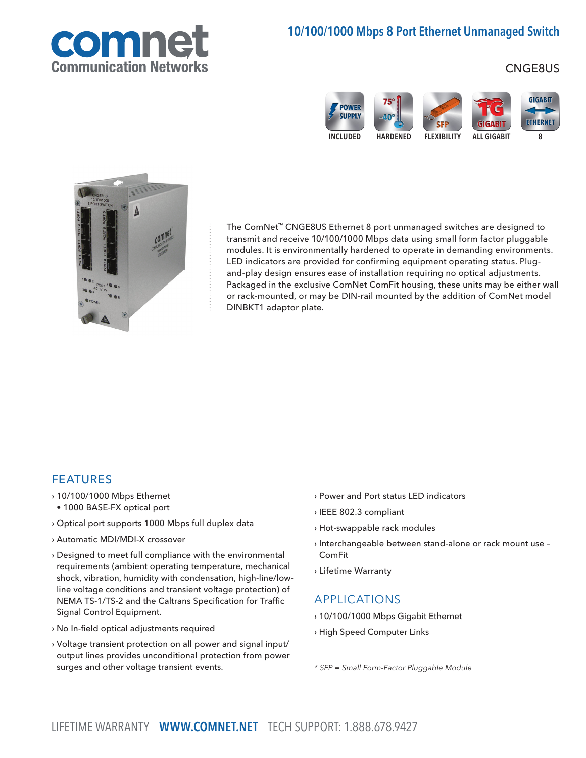# 10/100/1000 Mbps 8 Port Ethernet Unmanaged Switch

CNGE8US

POWER SUPPLY INCLUDED | 75° -40° HARDENED | SFP FLEXIBILITY | 1G GIGABIT ALL GIGABIT | GIGABIT ETHERNET 8

The ComNet™ CNGE8US Ethernet 8 port unmanaged switches are designed to transmit and receive 10/100/1000 Mbps data using small form factor pluggable modules. It is environmentally hardened to operate in demanding environments. LED indicators are provided for confirming equipment operating status. Plug-and-play design ensures ease of installation requiring no optical adjustments. Packaged in the exclusive ComNet ComFit housing, these units may be either wall or rack-mounted, or may be DIN-rail mounted by the addition of ComNet model DINBKT1 adaptor plate.

## FEATURES

- 10/100/1000 Mbps Ethernet
  - 1000 BASE-FX optical port
- Optical port supports 1000 Mbps full duplex data
- Automatic MDI/MDI-X crossover
- Designed to meet full compliance with the environmental requirements (ambient operating temperature, mechanical shock, vibration, humidity with condensation, high-line/low-line voltage conditions and transient voltage protection) of NEMA TS-1/TS-2 and the Caltrans Specification for Traffic Signal Control Equipment.
- No In-field optical adjustments required
- Voltage transient protection on all power and signal input/output lines provides unconditional protection from power surges and other voltage transient events.
- Power and Port status LED indicators
- IEEE 802.3 compliant
- Hot-swappable rack modules
- Interchangeable between stand-alone or rack mount use – ComFit
- Lifetime Warranty

## APPLICATIONS

- 10/100/1000 Mbps Gigabit Ethernet
- High Speed Computer Links

*\* SFP = Small Form-Factor Pluggable Module*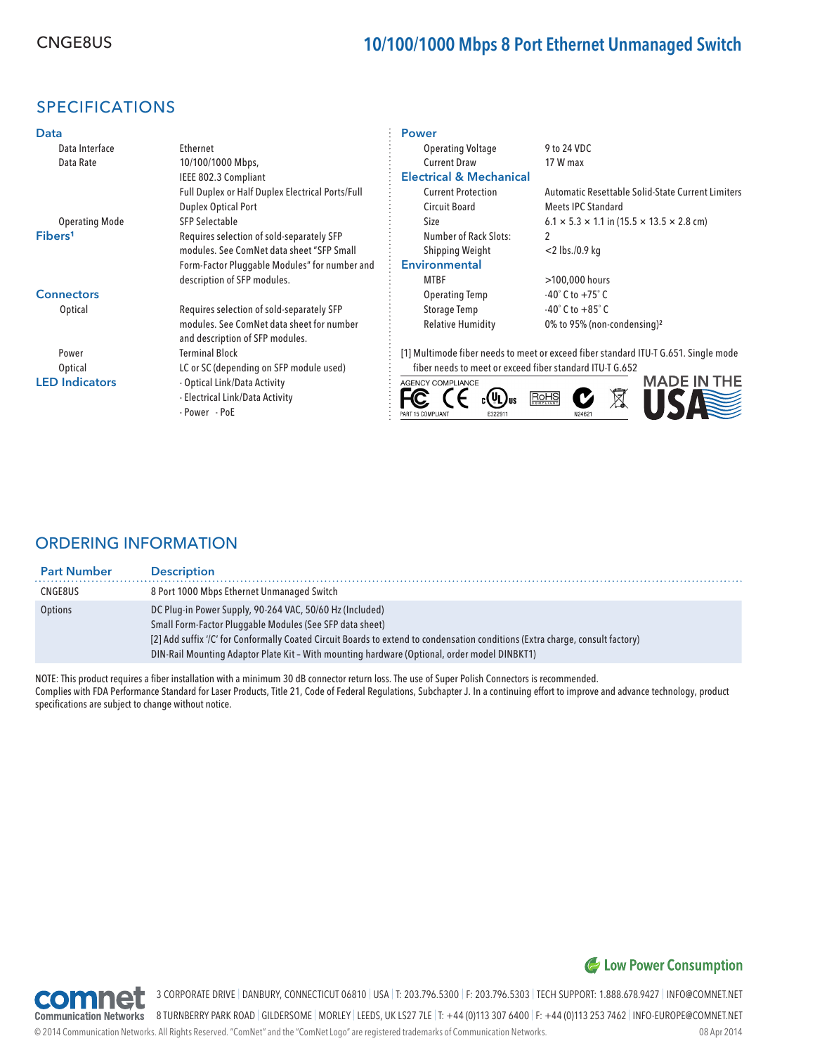CNGE8US

# 10/100/1000 Mbps 8 Port Ethernet Unmanaged Switch

## SPECIFICATIONS

### Data

| | |
|---|---|
| Data Interface | Ethernet |
| Data Rate | 10/100/1000 Mbps, IEEE 802.3 Compliant Full Duplex or Half Duplex Electrical Ports/Full Duplex Optical Port |
| Operating Mode | SFP Selectable |

### Fibers[1]

Requires selection of sold-separately SFP modules. See ComNet data sheet "SFP Small Form-Factor Pluggable Modules" for number and description of SFP modules.

### Connectors

| | |
|---|---|
| Optical | Requires selection of sold-separately SFP modules. See ComNet data sheet for number and description of SFP modules. |
| Power | Terminal Block |
| Optical | LC or SC (depending on SFP module used) |

### LED Indicators

- Optical Link/Data Activity
- Electrical Link/Data Activity
- Power - PoE

### Power

| | |
|---|---|
| Operating Voltage | 9 to 24 VDC |
| Current Draw | 17 W max |

### Electrical & Mechanical

| | |
|---|---|
| Current Protection | Automatic Resettable Solid-State Current Limiters |
| Circuit Board | Meets IPC Standard |
| Size | 6.1 × 5.3 × 1.1 in (15.5 × 13.5 × 2.8 cm) |
| Number of Rack Slots: | 2 |
| Shipping Weight | <2 lbs./0.9 kg |

### Environmental

| | |
|---|---|
| MTBF | >100,000 hours |
| Operating Temp | -40˚ C to +75˚ C |
| Storage Temp | -40˚ C to +85˚ C |
| Relative Humidity | 0% to 95% (non-condensing)[2] |

[1] Multimode fiber needs to meet or exceed fiber standard ITU-T G.651. Single mode fiber needs to meet or exceed fiber standard ITU-T G.652

AGENCY COMPLIANCE — FC PART 15 COMPLIANT, CE, cULus E322911, RoHS COMPLIANT, N24621

MADE IN THE USA

## ORDERING INFORMATION

| Part Number | Description |
|---|---|
| CNGE8US | 8 Port 1000 Mbps Ethernet Unmanaged Switch |
| Options | DC Plug-in Power Supply, 90-264 VAC, 50/60 Hz (Included)<br>Small Form-Factor Pluggable Modules (See SFP data sheet)<br>[2] Add suffix '/C' for Conformally Coated Circuit Boards to extend to condensation conditions (Extra charge, consult factory)<br>DIN-Rail Mounting Adaptor Plate Kit – With mounting hardware (Optional, order model DINBKT1) |

NOTE: This product requires a fiber installation with a minimum 30 dB connector return loss. The use of Super Polish Connectors is recommended.
Complies with FDA Performance Standard for Laser Products, Title 21, Code of Federal Regulations, Subchapter J. In a continuing effort to improve and advance technology, product specifications are subject to change without notice.

Low Power Consumption

comnet Communication Networks

3 CORPORATE DRIVE | DANBURY, CONNECTICUT 06810 | USA | T: 203.796.5300 | F: 203.796.5303 | TECH SUPPORT: 1.888.678.9427 | INFO@COMNET.NET

8 TURNBERRY PARK ROAD | GILDERSOME | MORLEY | LEEDS, UK LS27 7LE | T: +44 (0)113 307 6400 | F: +44 (0)113 253 7462 | INFO-EUROPE@COMNET.NET

© 2014 Communication Networks. All Rights Reserved. "ComNet" and the "ComNet Logo" are registered trademarks of Communication Networks. 08 Apr 2014